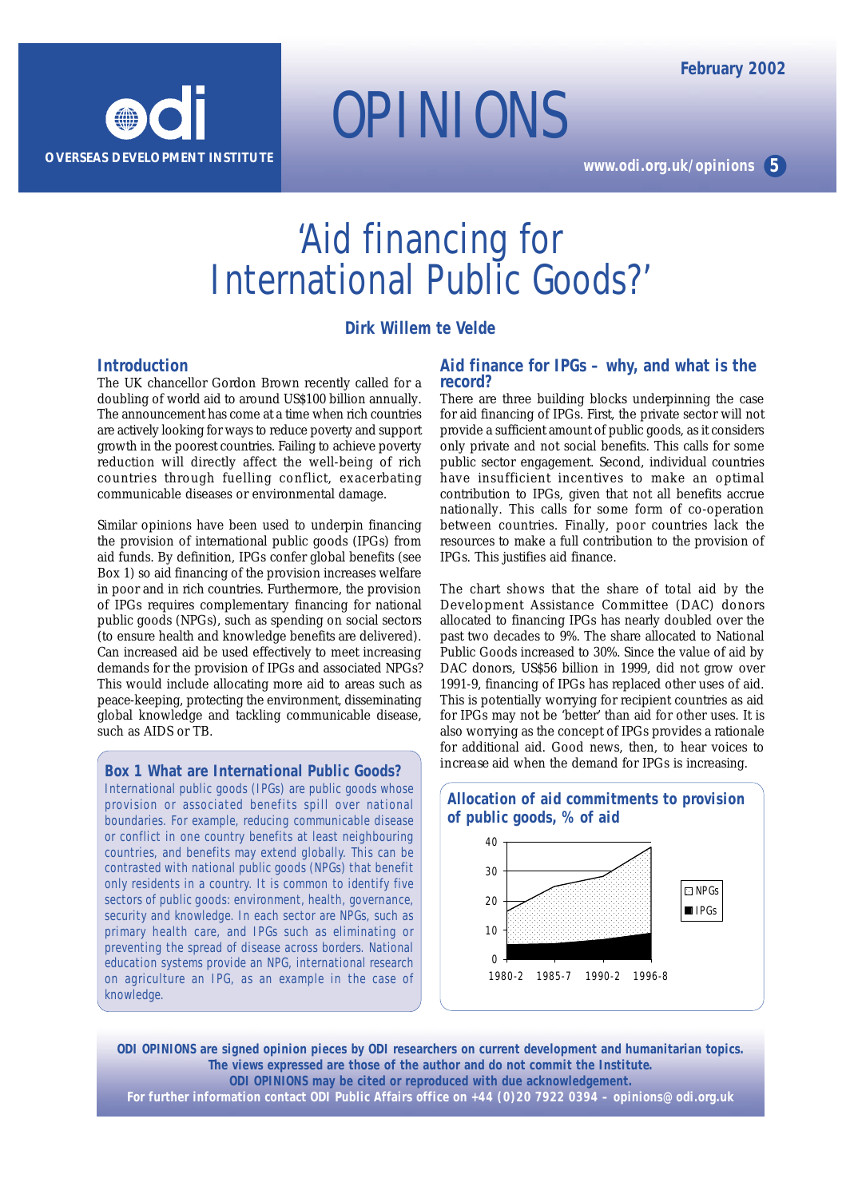ODI

OVERSEAS DEVELOPMENT INSTITUTE

# OPINIONS

February 2002

www.odi.org.uk/opinions 5

# 'Aid financing for International Public Goods?'

**Dirk Willem te Velde**

## Introduction

The UK chancellor Gordon Brown recently called for a doubling of world aid to around US$100 billion annually. The announcement has come at a time when rich countries are actively looking for ways to reduce poverty and support growth in the poorest countries. Failing to achieve poverty reduction will directly affect the well-being of rich countries through fuelling conflict, exacerbating communicable diseases or environmental damage.

Similar opinions have been used to underpin financing the provision of international public goods (IPGs) from aid funds. By definition, IPGs confer global benefits (see Box 1) so aid financing of the provision increases welfare in poor and in rich countries. Furthermore, the provision of IPGs requires complementary financing for national public goods (NPGs), such as spending on social sectors (to ensure health and knowledge benefits are delivered). Can increased aid be used effectively to meet increasing demands for the provision of IPGs and associated NPGs? This would include allocating more aid to areas such as peace-keeping, protecting the environment, disseminating global knowledge and tackling communicable disease, such as AIDS or TB.

### Box 1 What are International Public Goods?

International public goods (IPGs) are public goods whose provision or associated benefits spill over national boundaries. For example, reducing communicable disease or conflict in one country benefits at least neighbouring countries, and benefits may extend globally. This can be contrasted with national public goods (NPGs) that benefit only residents in a country. It is common to identify five sectors of public goods: environment, health, governance, security and knowledge. In each sector are NPGs, such as primary health care, and IPGs such as eliminating or preventing the spread of disease across borders. National education systems provide an NPG, international research on agriculture an IPG, as an example in the case of knowledge.

## Aid finance for IPGs – why, and what is the record?

There are three building blocks underpinning the case for aid financing of IPGs. First, the private sector will not provide a sufficient amount of public goods, as it considers only private and not social benefits. This calls for some public sector engagement. Second, individual countries have insufficient incentives to make an optimal contribution to IPGs, given that not all benefits accrue nationally. This calls for some form of co-operation between countries. Finally, poor countries lack the resources to make a full contribution to the provision of IPGs. This justifies aid finance.

The chart shows that the share of total aid by the Development Assistance Committee (DAC) donors allocated to financing IPGs has nearly doubled over the past two decades to 9%. The share allocated to National Public Goods increased to 30%. Since the value of aid by DAC donors, US$56 billion in 1999, did not grow over 1991-9, financing of IPGs has replaced other uses of aid. This is potentially worrying for recipient countries as aid for IPGs may not be 'better' than aid for other uses. It is also worrying as the concept of IPGs provides a rationale for additional aid. Good news, then, to hear voices to increase aid when the demand for IPGs is increasing.

**Allocation of aid commitments to provision of public goods, % of aid**

(Chart: stacked area chart, y-axis 0–40; x-axis 1980-2, 1985-7, 1990-2, 1996-8; legend: NPGs, IPGs)

**ODI OPINIONS are signed opinion pieces by ODI researchers on current development and humanitarian topics. The views expressed are those of the author and do not commit the Institute. ODI OPINIONS may be cited or reproduced with due acknowledgement. For further information contact ODI Public Affairs office on +44 (0)20 7922 0394 – opinions@odi.org.uk**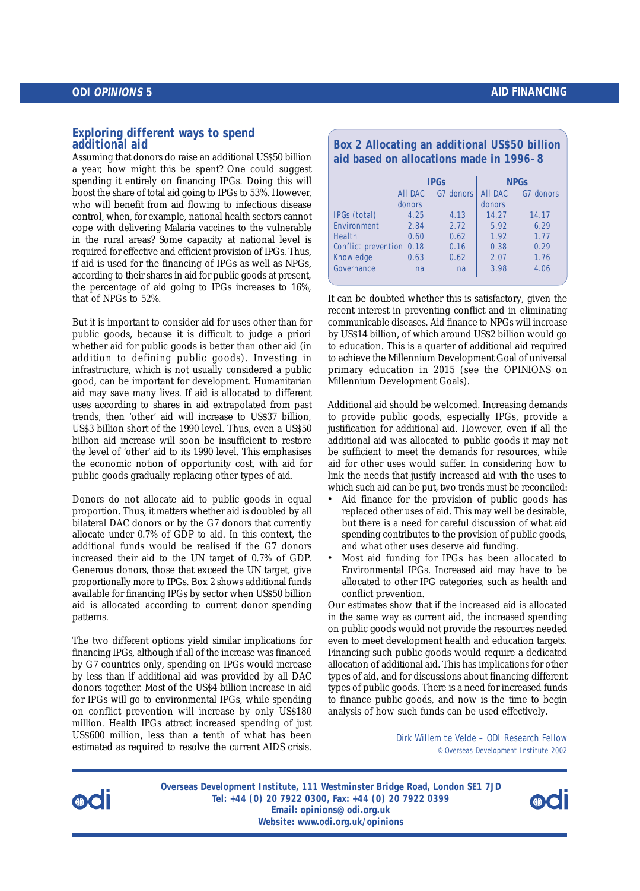## Exploring different ways to spend additional aid

Assuming that donors do raise an additional US$50 billion a year, how might this be spent? One could suggest spending it entirely on financing IPGs. Doing this will boost the share of total aid going to IPGs to 53%. However, who will benefit from aid flowing to infectious disease control, when, for example, national health sectors cannot cope with delivering Malaria vaccines to the vulnerable in the rural areas? Some capacity at national level is required for effective and efficient provision of IPGs. Thus, if aid is used for the financing of IPGs as well as NPGs, according to their shares in aid for public goods at present, the percentage of aid going to IPGs increases to 16%, that of NPGs to 52%.

But it is important to consider aid for uses other than for public goods, because it is difficult to judge a priori whether aid for public goods is better than other aid (in addition to defining public goods). Investing in infrastructure, which is not usually considered a public good, can be important for development. Humanitarian aid may save many lives. If aid is allocated to different uses according to shares in aid extrapolated from past trends, then 'other' aid will increase to US$37 billion, US$3 billion short of the 1990 level. Thus, even a US$50 billion aid increase will soon be insufficient to restore the level of 'other' aid to its 1990 level. This emphasises the economic notion of opportunity cost, with aid for public goods gradually replacing other types of aid.

Donors do not allocate aid to public goods in equal proportion. Thus, it matters whether aid is doubled by all bilateral DAC donors or by the G7 donors that currently allocate under 0.7% of GDP to aid. In this context, the additional funds would be realised if the G7 donors increased their aid to the UN target of 0.7% of GDP. Generous donors, those that exceed the UN target, give proportionally more to IPGs. Box 2 shows additional funds available for financing IPGs by sector when US$50 billion aid is allocated according to current donor spending patterns.

The two different options yield similar implications for financing IPGs, although if all of the increase was financed by G7 countries only, spending on IPGs would increase by less than if additional aid was provided by all DAC donors together. Most of the US$4 billion increase in aid for IPGs will go to environmental IPGs, while spending on conflict prevention will increase by only US$180 million. Health IPGs attract increased spending of just US$600 million, less than a tenth of what has been estimated as required to resolve the current AIDS crisis.

### Box 2 Allocating an additional US$50 billion aid based on allocations made in 1996–8

| | IPGs | | NPGs | |
|---|---|---|---|---|
| | All DAC donors | G7 donors | All DAC donors | G7 donors |
| IPGs (total) | 4.25 | 4.13 | 14.27 | 14.17 |
| Environment | 2.84 | 2.72 | 5.92 | 6.29 |
| Health | 0.60 | 0.62 | 1.92 | 1.77 |
| Conflict prevention | 0.18 | 0.16 | 0.38 | 0.29 |
| Knowledge | 0.63 | 0.62 | 2.07 | 1.76 |
| Governance | na | na | 3.98 | 4.06 |

It can be doubted whether this is satisfactory, given the recent interest in preventing conflict and in eliminating communicable diseases. Aid finance to NPGs will increase by US$14 billion, of which around US$2 billion would go to education. This is a quarter of additional aid required to achieve the Millennium Development Goal of universal primary education in 2015 (see the OPINIONS on Millennium Development Goals).

Additional aid should be welcomed. Increasing demands to provide public goods, especially IPGs, provide a justification for additional aid. However, even if all the additional aid was allocated to public goods it may not be sufficient to meet the demands for resources, while aid for other uses would suffer. In considering how to link the needs that justify increased aid with the uses to which such aid can be put, two trends must be reconciled:

- Aid finance for the provision of public goods has replaced other uses of aid. This may well be desirable, but there is a need for careful discussion of what aid spending contributes to the provision of public goods, and what other uses deserve aid funding.
- Most aid funding for IPGs has been allocated to Environmental IPGs. Increased aid may have to be allocated to other IPG categories, such as health and conflict prevention.

Our estimates show that if the increased aid is allocated in the same way as current aid, the increased spending on public goods would not provide the resources needed even to meet development health and education targets. Financing such public goods would require a dedicated allocation of additional aid. This has implications for other types of aid, and for discussions about financing different types of public goods. There is a need for increased funds to finance public goods, and now is the time to begin analysis of how such funds can be used effectively.

Dirk Willem te Velde – ODI Research Fellow

© Overseas Development Institute 2002

**Overseas Development Institute, 111 Westminster Bridge Road, London SE1 7JD**
**Tel: +44 (0) 20 7922 0300, Fax: +44 (0) 20 7922 0399**
**Email: opinions@odi.org.uk**
**Website: www.odi.org.uk/opinions**